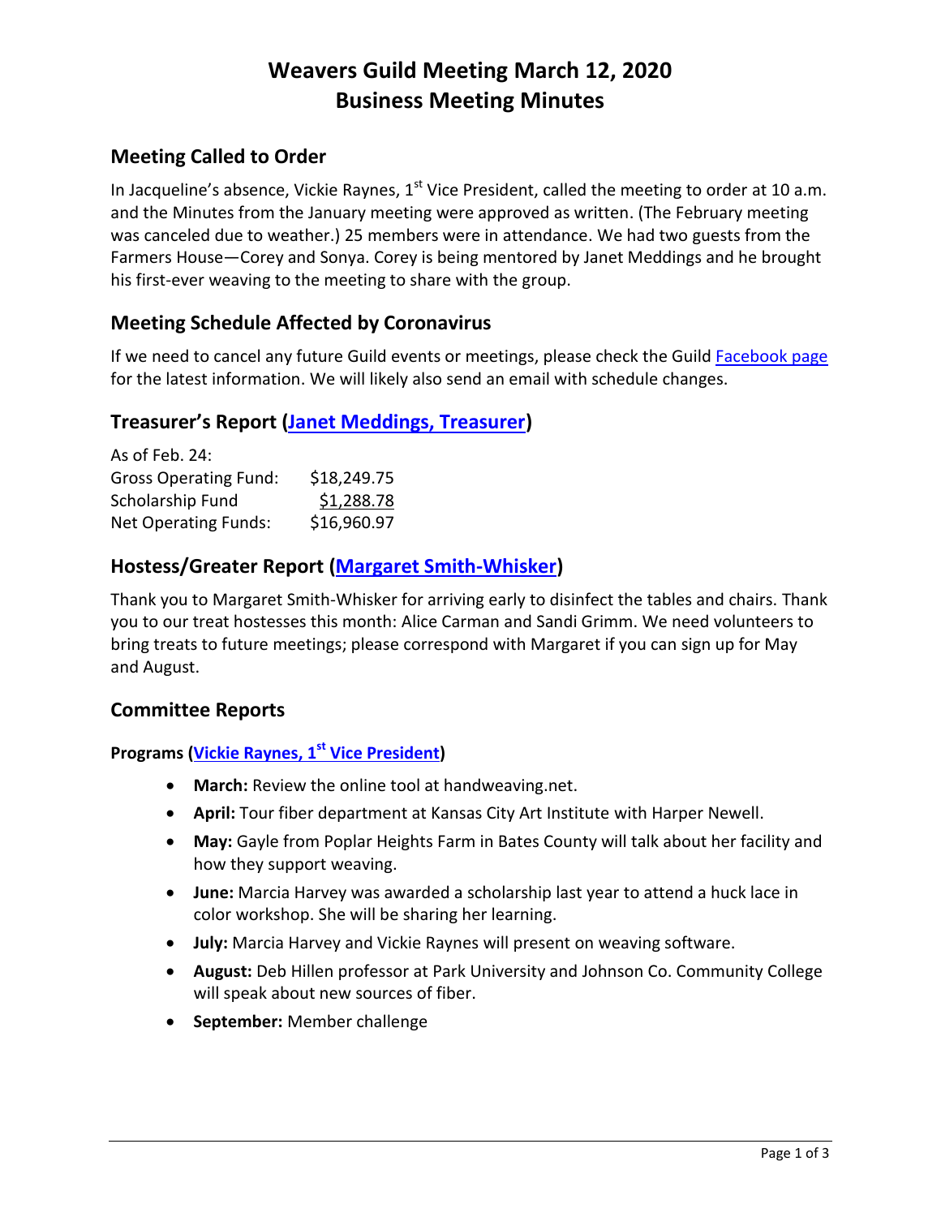# Weavers Guild Meeting March 12, 2020
# Business Meeting Minutes

## Meeting Called to Order

In Jacqueline's absence, Vickie Raynes, 1st Vice President, called the meeting to order at 10 a.m. and the Minutes from the January meeting were approved as written. (The February meeting was canceled due to weather.) 25 members were in attendance. We had two guests from the Farmers House—Corey and Sonya. Corey is being mentored by Janet Meddings and he brought his first-ever weaving to the meeting to share with the group.

## Meeting Schedule Affected by Coronavirus

If we need to cancel any future Guild events or meetings, please check the Guild Facebook page for the latest information. We will likely also send an email with schedule changes.

## Treasurer's Report (Janet Meddings, Treasurer)

As of Feb. 24:

| | |
|---|---|
| Gross Operating Fund: | $18,249.75 |
| Scholarship Fund | $1,288.78 |
| Net Operating Funds: | $16,960.97 |

## Hostess/Greater Report (Margaret Smith-Whisker)

Thank you to Margaret Smith-Whisker for arriving early to disinfect the tables and chairs. Thank you to our treat hostesses this month: Alice Carman and Sandi Grimm. We need volunteers to bring treats to future meetings; please correspond with Margaret if you can sign up for May and August.

## Committee Reports

### Programs (Vickie Raynes, 1st Vice President)

- **March:** Review the online tool at handweaving.net.
- **April:** Tour fiber department at Kansas City Art Institute with Harper Newell.
- **May:** Gayle from Poplar Heights Farm in Bates County will talk about her facility and how they support weaving.
- **June:** Marcia Harvey was awarded a scholarship last year to attend a huck lace in color workshop. She will be sharing her learning.
- **July:** Marcia Harvey and Vickie Raynes will present on weaving software.
- **August:** Deb Hillen professor at Park University and Johnson Co. Community College will speak about new sources of fiber.
- **September:** Member challenge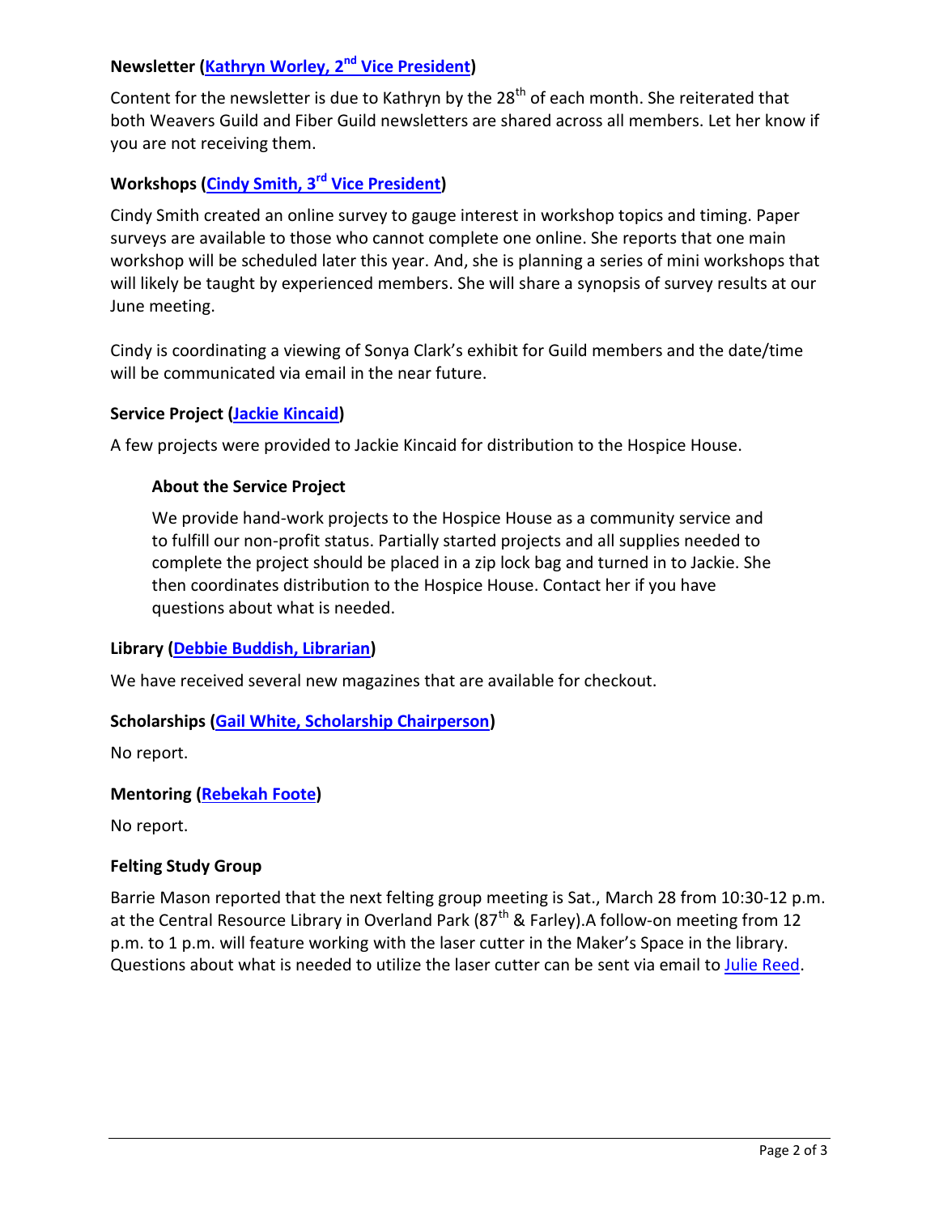### Newsletter (Kathryn Worley, 2nd Vice President)

Content for the newsletter is due to Kathryn by the 28th of each month. She reiterated that both Weavers Guild and Fiber Guild newsletters are shared across all members. Let her know if you are not receiving them.

### Workshops (Cindy Smith, 3rd Vice President)

Cindy Smith created an online survey to gauge interest in workshop topics and timing. Paper surveys are available to those who cannot complete one online. She reports that one main workshop will be scheduled later this year. And, she is planning a series of mini workshops that will likely be taught by experienced members. She will share a synopsis of survey results at our June meeting.

Cindy is coordinating a viewing of Sonya Clark's exhibit for Guild members and the date/time will be communicated via email in the near future.

### Service Project (Jackie Kincaid)

A few projects were provided to Jackie Kincaid for distribution to the Hospice House.

> **About the Service Project**
>
> We provide hand-work projects to the Hospice House as a community service and to fulfill our non-profit status. Partially started projects and all supplies needed to complete the project should be placed in a zip lock bag and turned in to Jackie. She then coordinates distribution to the Hospice House. Contact her if you have questions about what is needed.

### Library (Debbie Buddish, Librarian)

We have received several new magazines that are available for checkout.

### Scholarships (Gail White, Scholarship Chairperson)

No report.

### Mentoring (Rebekah Foote)

No report.

### Felting Study Group

Barrie Mason reported that the next felting group meeting is Sat., March 28 from 10:30-12 p.m. at the Central Resource Library in Overland Park (87th & Farley).A follow-on meeting from 12 p.m. to 1 p.m. will feature working with the laser cutter in the Maker's Space in the library. Questions about what is needed to utilize the laser cutter can be sent via email to Julie Reed.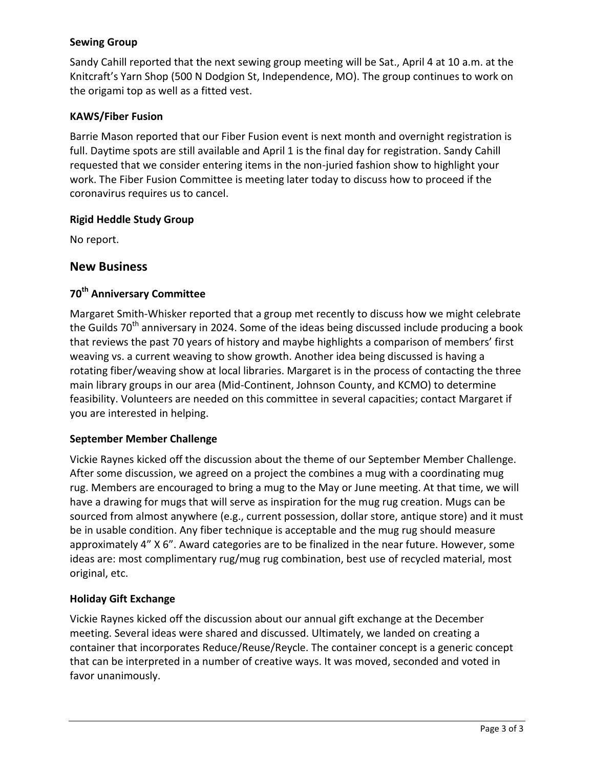### Sewing Group

Sandy Cahill reported that the next sewing group meeting will be Sat., April 4 at 10 a.m. at the Knitcraft's Yarn Shop (500 N Dodgion St, Independence, MO). The group continues to work on the origami top as well as a fitted vest.

### KAWS/Fiber Fusion

Barrie Mason reported that our Fiber Fusion event is next month and overnight registration is full. Daytime spots are still available and April 1 is the final day for registration. Sandy Cahill requested that we consider entering items in the non-juried fashion show to highlight your work. The Fiber Fusion Committee is meeting later today to discuss how to proceed if the coronavirus requires us to cancel.

### Rigid Heddle Study Group

No report.

## New Business

### 70th Anniversary Committee

Margaret Smith-Whisker reported that a group met recently to discuss how we might celebrate the Guilds 70th anniversary in 2024. Some of the ideas being discussed include producing a book that reviews the past 70 years of history and maybe highlights a comparison of members' first weaving vs. a current weaving to show growth. Another idea being discussed is having a rotating fiber/weaving show at local libraries. Margaret is in the process of contacting the three main library groups in our area (Mid-Continent, Johnson County, and KCMO) to determine feasibility. Volunteers are needed on this committee in several capacities; contact Margaret if you are interested in helping.

### September Member Challenge

Vickie Raynes kicked off the discussion about the theme of our September Member Challenge. After some discussion, we agreed on a project the combines a mug with a coordinating mug rug. Members are encouraged to bring a mug to the May or June meeting. At that time, we will have a drawing for mugs that will serve as inspiration for the mug rug creation. Mugs can be sourced from almost anywhere (e.g., current possession, dollar store, antique store) and it must be in usable condition. Any fiber technique is acceptable and the mug rug should measure approximately 4" X 6". Award categories are to be finalized in the near future. However, some ideas are: most complimentary rug/mug rug combination, best use of recycled material, most original, etc.

### Holiday Gift Exchange

Vickie Raynes kicked off the discussion about our annual gift exchange at the December meeting. Several ideas were shared and discussed. Ultimately, we landed on creating a container that incorporates Reduce/Reuse/Reycle. The container concept is a generic concept that can be interpreted in a number of creative ways. It was moved, seconded and voted in favor unanimously.